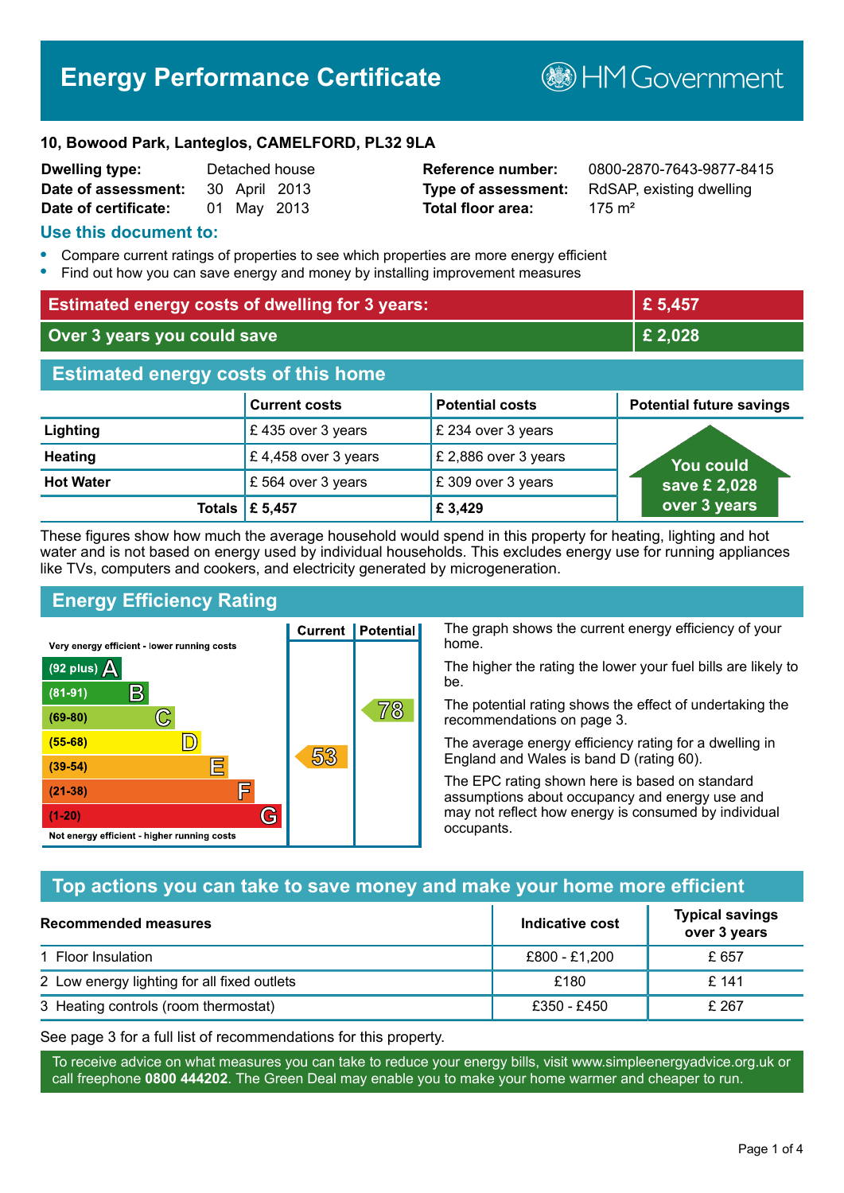# Energy Performance Certificate

HM Government

**10, Bowood Park, Lanteglos, CAMELFORD, PL32 9LA**

| | | | |
|---|---|---|---|
| **Dwelling type:** | Detached house | **Reference number:** | 0800-2870-7643-9877-8415 |
| **Date of assessment:** | 30 April 2013 | **Type of assessment:** | RdSAP, existing dwelling |
| **Date of certificate:** | 01 May 2013 | **Total floor area:** | 175 m² |

## Use this document to:

- Compare current ratings of properties to see which properties are more energy efficient
- Find out how you can save energy and money by installing improvement measures

| | |
|---|---|
| **Estimated energy costs of dwelling for 3 years:** | **£ 5,457** |
| **Over 3 years you could save** | **£ 2,028** |

## Estimated energy costs of this home

| | Current costs | Potential costs | Potential future savings |
|---|---|---|---|
| **Lighting** | £ 435 over 3 years | £ 234 over 3 years | You could save £ 2,028 over 3 years |
| **Heating** | £ 4,458 over 3 years | £ 2,886 over 3 years | |
| **Hot Water** | £ 564 over 3 years | £ 309 over 3 years | |
| **Totals** | **£ 5,457** | **£ 3,429** | |

These figures show how much the average household would spend in this property for heating, lighting and hot water and is not based on energy used by individual households. This excludes energy use for running appliances like TVs, computers and cookers, and electricity generated by microgeneration.

## Energy Efficiency Rating

Very energy efficient - lower running costs

| Rating | Band | Current | Potential |
|---|---|---|---|
| (92 plus) | A | | |
| (81-91) | B | | |
| (69-80) | C | | 78 |
| (55-68) | D | | |
| (39-54) | E | 53 | |
| (21-38) | F | | |
| (1-20) | G | | |

Not energy efficient - higher running costs

The graph shows the current energy efficiency of your home.

The higher the rating the lower your fuel bills are likely to be.

The potential rating shows the effect of undertaking the recommendations on page 3.

The average energy efficiency rating for a dwelling in England and Wales is band D (rating 60).

The EPC rating shown here is based on standard assumptions about occupancy and energy use and may not reflect how energy is consumed by individual occupants.

## Top actions you can take to save money and make your home more efficient

| Recommended measures | Indicative cost | Typical savings over 3 years |
|---|---|---|
| 1 Floor Insulation | £800 - £1,200 | £ 657 |
| 2 Low energy lighting for all fixed outlets | £180 | £ 141 |
| 3 Heating controls (room thermostat) | £350 - £450 | £ 267 |

See page 3 for a full list of recommendations for this property.

To receive advice on what measures you can take to reduce your energy bills, visit www.simpleenergyadvice.org.uk or call freephone **0800 444202**. The Green Deal may enable you to make your home warmer and cheaper to run.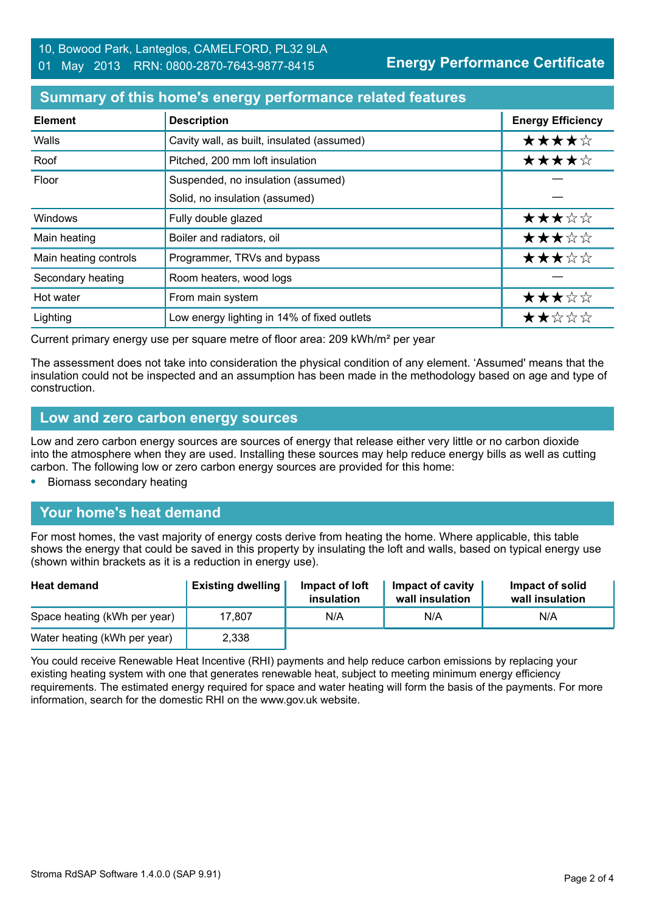10, Bowood Park, Lanteglos, CAMELFORD, PL32 9LA
01 May 2013 RRN: 0800-2870-7643-9877-8415

**Energy Performance Certificate**

## Summary of this home's energy performance related features

| Element | Description | Energy Efficiency |
|---|---|---|
| Walls | Cavity wall, as built, insulated (assumed) | ★★★★☆ |
| Roof | Pitched, 200 mm loft insulation | ★★★★☆ |
| Floor | Suspended, no insulation (assumed) | — |
| | Solid, no insulation (assumed) | — |
| Windows | Fully double glazed | ★★★☆☆ |
| Main heating | Boiler and radiators, oil | ★★★☆☆ |
| Main heating controls | Programmer, TRVs and bypass | ★★★☆☆ |
| Secondary heating | Room heaters, wood logs | — |
| Hot water | From main system | ★★★☆☆ |
| Lighting | Low energy lighting in 14% of fixed outlets | ★★☆☆☆ |

Current primary energy use per square metre of floor area: 209 kWh/m² per year

The assessment does not take into consideration the physical condition of any element. 'Assumed' means that the insulation could not be inspected and an assumption has been made in the methodology based on age and type of construction.

## Low and zero carbon energy sources

Low and zero carbon energy sources are sources of energy that release either very little or no carbon dioxide into the atmosphere when they are used. Installing these sources may help reduce energy bills as well as cutting carbon. The following low or zero carbon energy sources are provided for this home:

- Biomass secondary heating

## Your home's heat demand

For most homes, the vast majority of energy costs derive from heating the home. Where applicable, this table shows the energy that could be saved in this property by insulating the loft and walls, based on typical energy use (shown within brackets as it is a reduction in energy use).

| Heat demand | Existing dwelling | Impact of loft insulation | Impact of cavity wall insulation | Impact of solid wall insulation |
|---|---|---|---|---|
| Space heating (kWh per year) | 17,807 | N/A | N/A | N/A |
| Water heating (kWh per year) | 2,338 | | | |

You could receive Renewable Heat Incentive (RHI) payments and help reduce carbon emissions by replacing your existing heating system with one that generates renewable heat, subject to meeting minimum energy efficiency requirements. The estimated energy required for space and water heating will form the basis of the payments. For more information, search for the domestic RHI on the www.gov.uk website.

Stroma RdSAP Software 1.4.0.0 (SAP 9.91)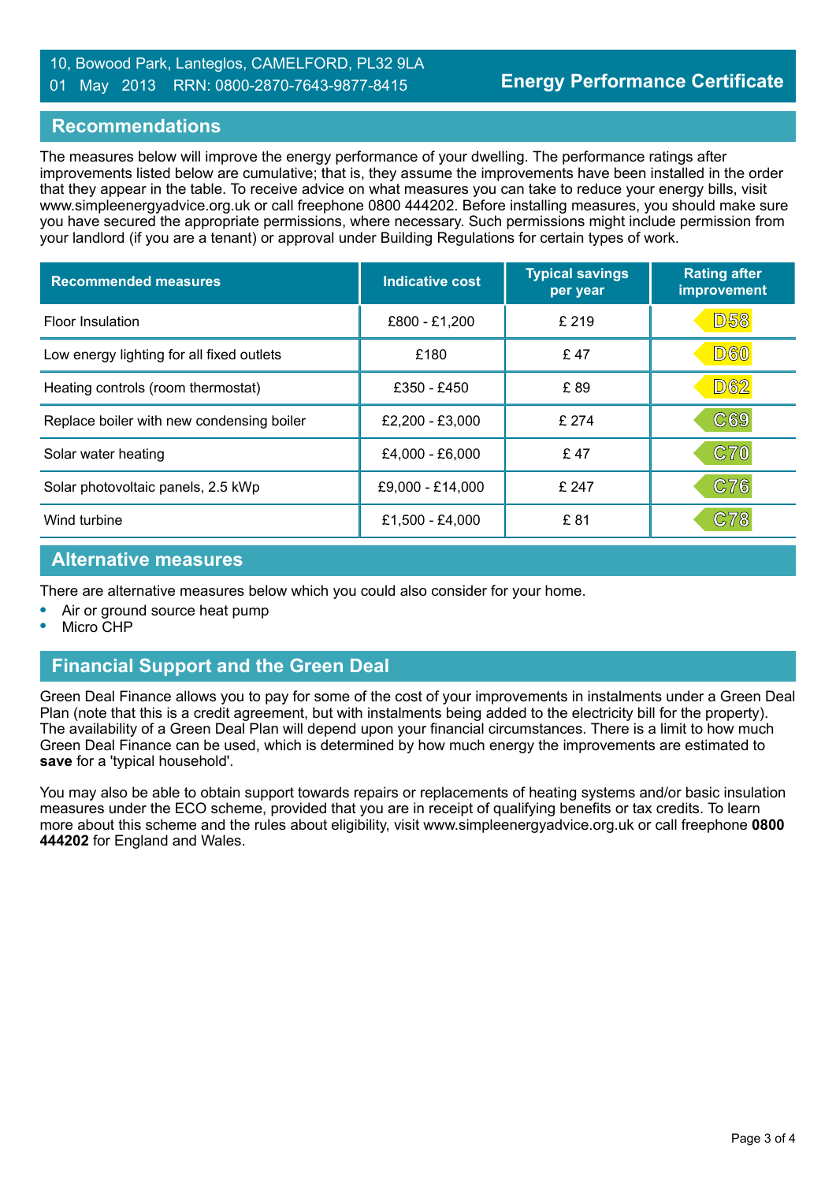10, Bowood Park, Lanteglos, CAMELFORD, PL32 9LA
01 May 2013 RRN: 0800-2870-7643-9877-8415

**Energy Performance Certificate**

## Recommendations

The measures below will improve the energy performance of your dwelling. The performance ratings after improvements listed below are cumulative; that is, they assume the improvements have been installed in the order that they appear in the table. To receive advice on what measures you can take to reduce your energy bills, visit www.simpleenergyadvice.org.uk or call freephone 0800 444202. Before installing measures, you should make sure you have secured the appropriate permissions, where necessary. Such permissions might include permission from your landlord (if you are a tenant) or approval under Building Regulations for certain types of work.

| Recommended measures | Indicative cost | Typical savings per year | Rating after improvement |
|---|---|---|---|
| Floor Insulation | £800 - £1,200 | £ 219 | D58 |
| Low energy lighting for all fixed outlets | £180 | £ 47 | D60 |
| Heating controls (room thermostat) | £350 - £450 | £ 89 | D62 |
| Replace boiler with new condensing boiler | £2,200 - £3,000 | £ 274 | C69 |
| Solar water heating | £4,000 - £6,000 | £ 47 | C70 |
| Solar photovoltaic panels, 2.5 kWp | £9,000 - £14,000 | £ 247 | C76 |
| Wind turbine | £1,500 - £4,000 | £ 81 | C78 |

## Alternative measures

There are alternative measures below which you could also consider for your home.

- Air or ground source heat pump
- Micro CHP

## Financial Support and the Green Deal

Green Deal Finance allows you to pay for some of the cost of your improvements in instalments under a Green Deal Plan (note that this is a credit agreement, but with instalments being added to the electricity bill for the property). The availability of a Green Deal Plan will depend upon your financial circumstances. There is a limit to how much Green Deal Finance can be used, which is determined by how much energy the improvements are estimated to **save** for a 'typical household'.

You may also be able to obtain support towards repairs or replacements of heating systems and/or basic insulation measures under the ECO scheme, provided that you are in receipt of qualifying benefits or tax credits. To learn more about this scheme and the rules about eligibility, visit www.simpleenergyadvice.org.uk or call freephone **0800 444202** for England and Wales.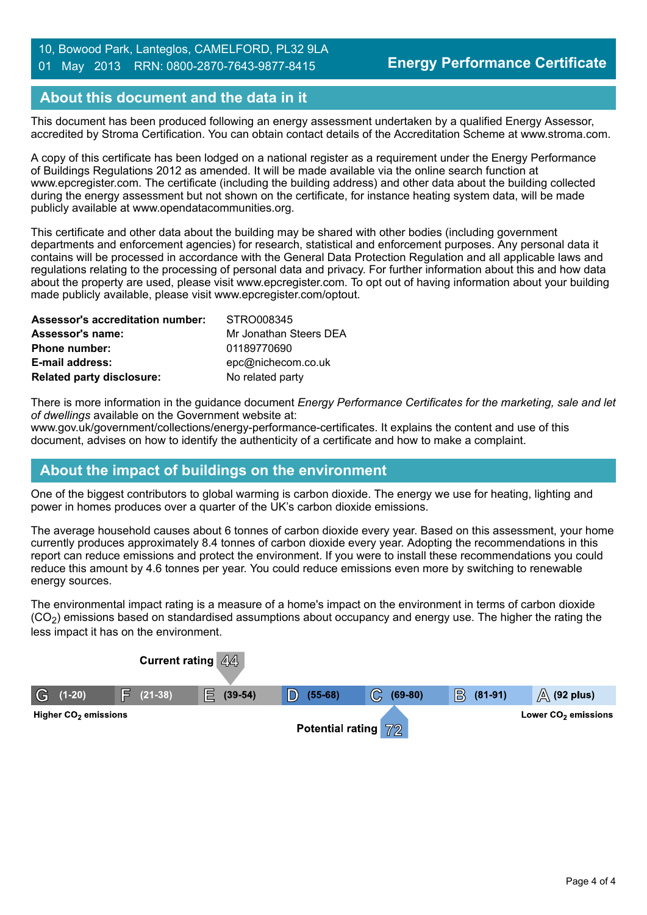10, Bowood Park, Lanteglos, CAMELFORD, PL32 9LA
01 May 2013 RRN: 0800-2870-7643-9877-8415

**Energy Performance Certificate**

## About this document and the data in it

This document has been produced following an energy assessment undertaken by a qualified Energy Assessor, accredited by Stroma Certification. You can obtain contact details of the Accreditation Scheme at www.stroma.com.

A copy of this certificate has been lodged on a national register as a requirement under the Energy Performance of Buildings Regulations 2012 as amended. It will be made available via the online search function at www.epcregister.com. The certificate (including the building address) and other data about the building collected during the energy assessment but not shown on the certificate, for instance heating system data, will be made publicly available at www.opendatacommunities.org.

This certificate and other data about the building may be shared with other bodies (including government departments and enforcement agencies) for research, statistical and enforcement purposes. Any personal data it contains will be processed in accordance with the General Data Protection Regulation and all applicable laws and regulations relating to the processing of personal data and privacy. For further information about this and how data about the property are used, please visit www.epcregister.com. To opt out of having information about your building made publicly available, please visit www.epcregister.com/optout.

| | |
|---|---|
| **Assessor's accreditation number:** | STRO008345 |
| **Assessor's name:** | Mr Jonathan Steers DEA |
| **Phone number:** | 01189770690 |
| **E-mail address:** | epc@nichecom.co.uk |
| **Related party disclosure:** | No related party |

There is more information in the guidance document *Energy Performance Certificates for the marketing, sale and let of dwellings* available on the Government website at: www.gov.uk/government/collections/energy-performance-certificates. It explains the content and use of this document, advises on how to identify the authenticity of a certificate and how to make a complaint.

## About the impact of buildings on the environment

One of the biggest contributors to global warming is carbon dioxide. The energy we use for heating, lighting and power in homes produces over a quarter of the UK's carbon dioxide emissions.

The average household causes about 6 tonnes of carbon dioxide every year. Based on this assessment, your home currently produces approximately 8.4 tonnes of carbon dioxide every year. Adopting the recommendations in this report can reduce emissions and protect the environment. If you were to install these recommendations you could reduce this amount by 4.6 tonnes per year. You could reduce emissions even more by switching to renewable energy sources.

The environmental impact rating is a measure of a home's impact on the environment in terms of carbon dioxide ($CO_2$) emissions based on standardised assumptions about occupancy and energy use. The higher the rating the less impact it has on the environment.

Current rating 44

G (1-20)
F (21-38)
E (39-54)
D (55-68)
C (69-80)
B (81-91)
A (92 plus)

Higher $CO_2$ emissions

Lower $CO_2$ emissions

Potential rating 72